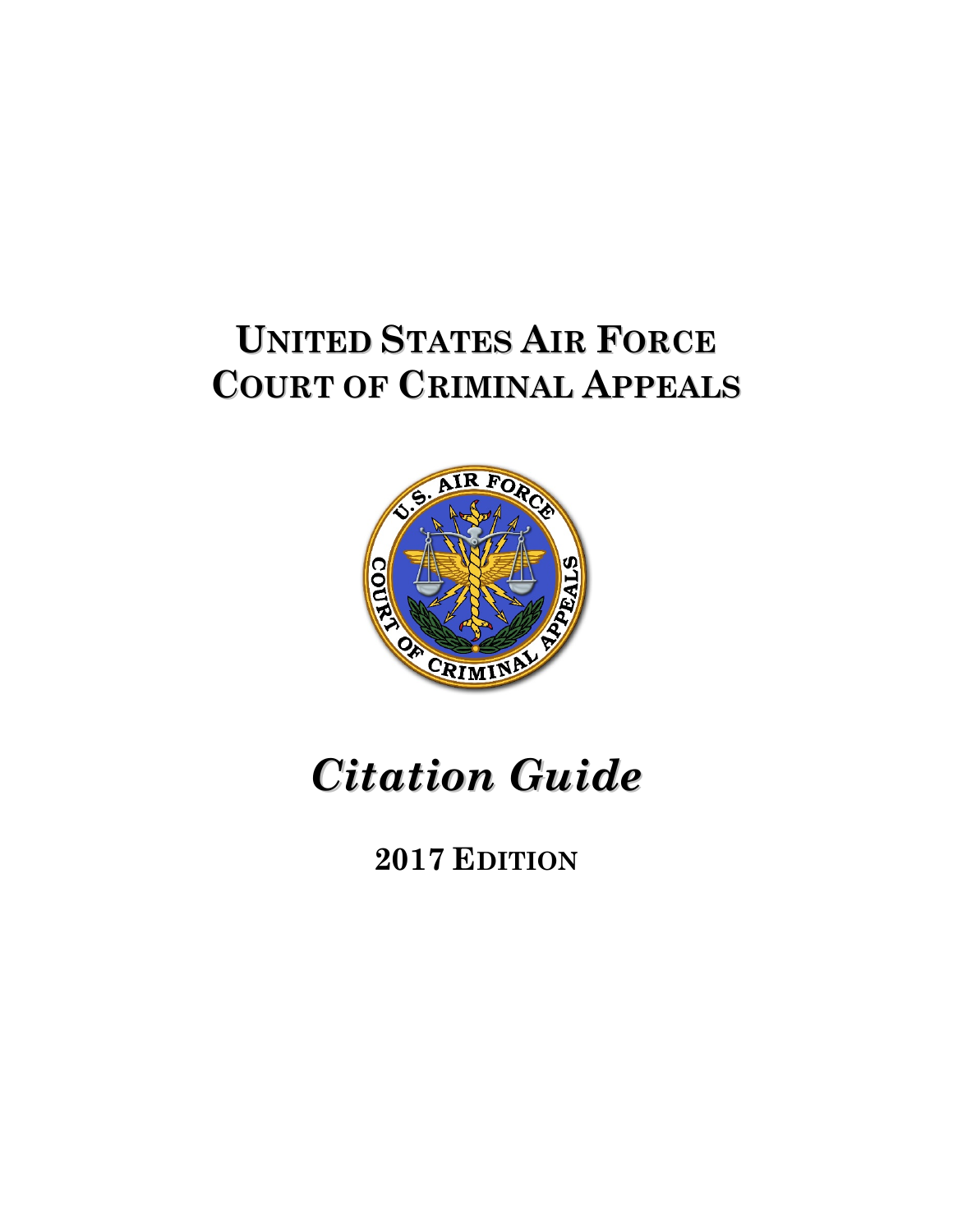# UNITED STATES AIR FORCE COURT OF CRIMINAL APPEALS

# *Citation Guide*

## 2017 EDITION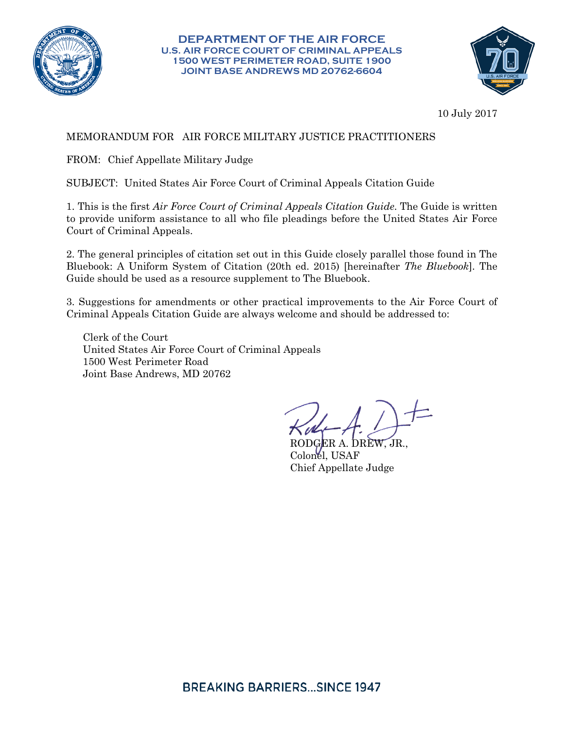**DEPARTMENT OF THE AIR FORCE**
**U.S. AIR FORCE COURT OF CRIMINAL APPEALS**
**1500 WEST PERIMETER ROAD, SUITE 1900**
**JOINT BASE ANDREWS MD 20762-6604**

10 July 2017

MEMORANDUM FOR AIR FORCE MILITARY JUSTICE PRACTITIONERS

FROM: Chief Appellate Military Judge

SUBJECT: United States Air Force Court of Criminal Appeals Citation Guide

1. This is the first *Air Force Court of Criminal Appeals Citation Guide*. The Guide is written to provide uniform assistance to all who file pleadings before the United States Air Force Court of Criminal Appeals.

2. The general principles of citation set out in this Guide closely parallel those found in The Bluebook: A Uniform System of Citation (20th ed. 2015) [hereinafter *The Bluebook*]. The Guide should be used as a resource supplement to The Bluebook.

3. Suggestions for amendments or other practical improvements to the Air Force Court of Criminal Appeals Citation Guide are always welcome and should be addressed to:

Clerk of the Court
United States Air Force Court of Criminal Appeals
1500 West Perimeter Road
Joint Base Andrews, MD 20762

RODGER A. DREW, JR.,
Colonel, USAF
Chief Appellate Judge

BREAKING BARRIERS...SINCE 1947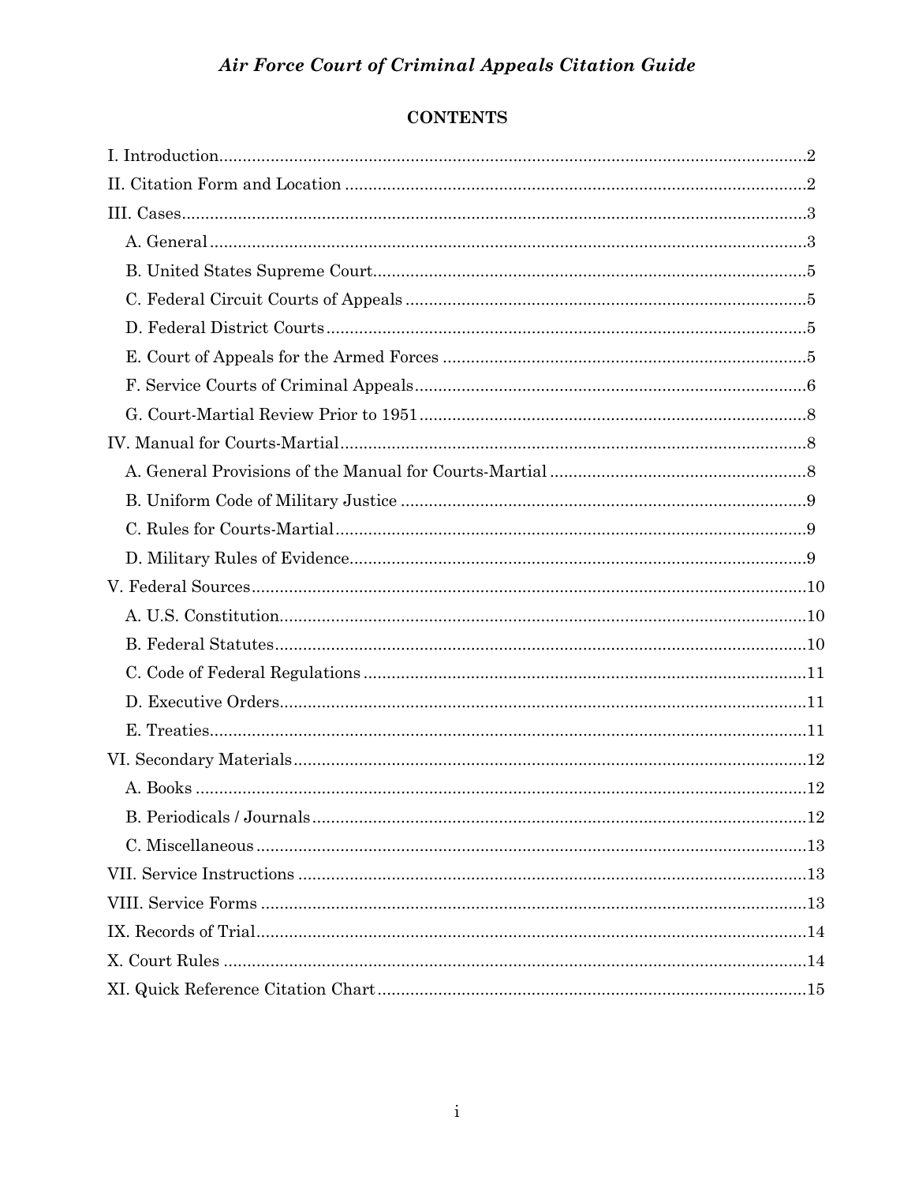*Air Force Court of Criminal Appeals Citation Guide*

**CONTENTS**

I. Introduction..........2

II. Citation Form and Location..........2

III. Cases..........3

- A. General..........3
- B. United States Supreme Court..........5
- C. Federal Circuit Courts of Appeals..........5
- D. Federal District Courts..........5
- E. Court of Appeals for the Armed Forces..........5
- F. Service Courts of Criminal Appeals..........6
- G. Court-Martial Review Prior to 1951..........8

IV. Manual for Courts-Martial..........8

- A. General Provisions of the Manual for Courts-Martial..........8
- B. Uniform Code of Military Justice..........9
- C. Rules for Courts-Martial..........9
- D. Military Rules of Evidence..........9

V. Federal Sources..........10

- A. U.S. Constitution..........10
- B. Federal Statutes..........10
- C. Code of Federal Regulations..........11
- D. Executive Orders..........11
- E. Treaties..........11

VI. Secondary Materials..........12

- A. Books..........12
- B. Periodicals / Journals..........12
- C. Miscellaneous..........13

VII. Service Instructions..........13

VIII. Service Forms..........13

IX. Records of Trial..........14

X. Court Rules..........14

XI. Quick Reference Citation Chart..........15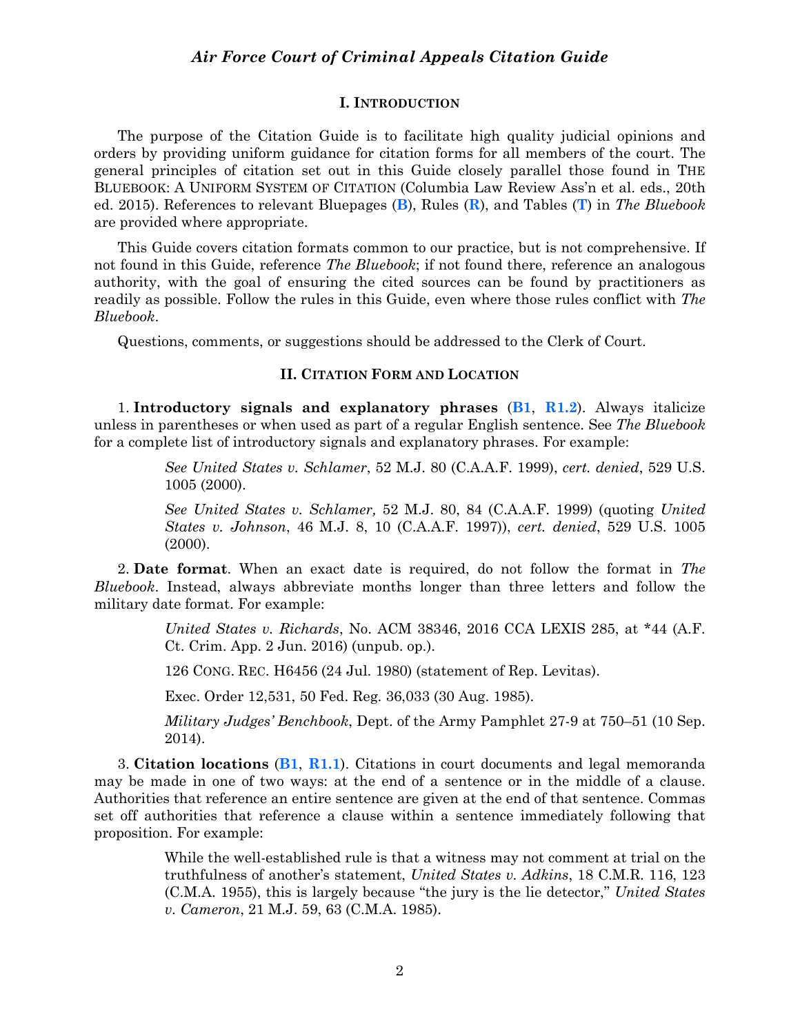# *Air Force Court of Criminal Appeals Citation Guide*

## I. Introduction

The purpose of the Citation Guide is to facilitate high quality judicial opinions and orders by providing uniform guidance for citation forms for all members of the court. The general principles of citation set out in this Guide closely parallel those found in THE BLUEBOOK: A UNIFORM SYSTEM OF CITATION (Columbia Law Review Ass'n et al. eds., 20th ed. 2015). References to relevant Bluepages (**B**), Rules (**R**), and Tables (**T**) in *The Bluebook* are provided where appropriate.

This Guide covers citation formats common to our practice, but is not comprehensive. If not found in this Guide, reference *The Bluebook*; if not found there, reference an analogous authority, with the goal of ensuring the cited sources can be found by practitioners as readily as possible. Follow the rules in this Guide, even where those rules conflict with *The Bluebook*.

Questions, comments, or suggestions should be addressed to the Clerk of Court.

## II. Citation Form and Location

1. **Introductory signals and explanatory phrases** (**B1**, **R1.2**). Always italicize unless in parentheses or when used as part of a regular English sentence. See *The Bluebook* for a complete list of introductory signals and explanatory phrases. For example:

> *See United States v. Schlamer*, 52 M.J. 80 (C.A.A.F. 1999), *cert. denied*, 529 U.S. 1005 (2000).
>
> *See United States v. Schlamer,* 52 M.J. 80, 84 (C.A.A.F. 1999) (quoting *United States v. Johnson*, 46 M.J. 8, 10 (C.A.A.F. 1997)), *cert. denied*, 529 U.S. 1005 (2000).

2. **Date format**. When an exact date is required, do not follow the format in *The Bluebook*. Instead, always abbreviate months longer than three letters and follow the military date format. For example:

> *United States v. Richards*, No. ACM 38346, 2016 CCA LEXIS 285, at *44 (A.F. Ct. Crim. App. 2 Jun. 2016) (unpub. op.).
>
> 126 CONG. REC. H6456 (24 Jul. 1980) (statement of Rep. Levitas).
>
> Exec. Order 12,531, 50 Fed. Reg. 36,033 (30 Aug. 1985).
>
> *Military Judges' Benchbook*, Dept. of the Army Pamphlet 27-9 at 750–51 (10 Sep. 2014).

3. **Citation locations** (**B1**, **R1.1**). Citations in court documents and legal memoranda may be made in one of two ways: at the end of a sentence or in the middle of a clause. Authorities that reference an entire sentence are given at the end of that sentence. Commas set off authorities that reference a clause within a sentence immediately following that proposition. For example:

> While the well-established rule is that a witness may not comment at trial on the truthfulness of another's statement, *United States v. Adkins*, 18 C.M.R. 116, 123 (C.M.A. 1955), this is largely because "the jury is the lie detector," *United States v. Cameron*, 21 M.J. 59, 63 (C.M.A. 1985).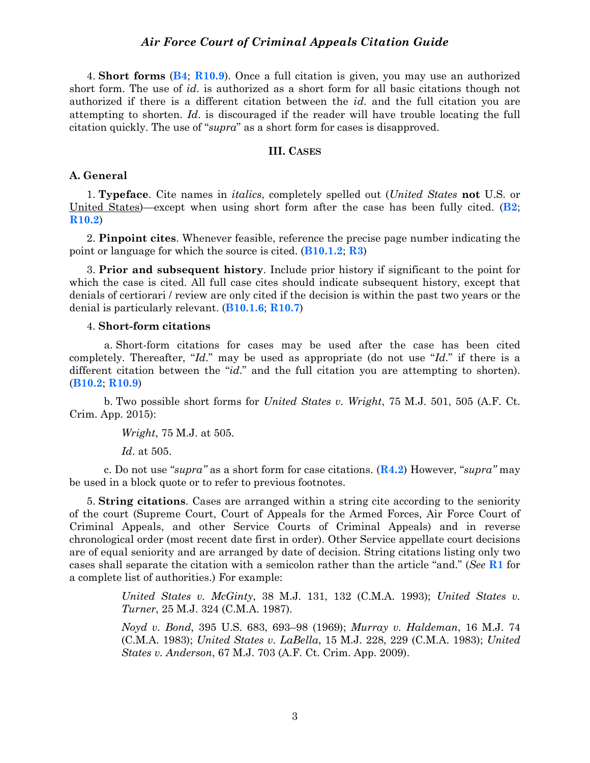4. **Short forms** (**B4**; **R10.9**). Once a full citation is given, you may use an authorized short form. The use of *id*. is authorized as a short form for all basic citations though not authorized if there is a different citation between the *id.* and the full citation you are attempting to shorten. *Id*. is discouraged if the reader will have trouble locating the full citation quickly. The use of "*supra*" as a short form for cases is disapproved.

## III. CASES

### A. General

1. **Typeface**. Cite names in *italics*, completely spelled out (*United States* **not** U.S. or <u>United States</u>)—except when using short form after the case has been fully cited. (**B2**; **R10.2**)

2. **Pinpoint cites**. Whenever feasible, reference the precise page number indicating the point or language for which the source is cited. (**B10.1.2**; **R3**)

3. **Prior and subsequent history**. Include prior history if significant to the point for which the case is cited. All full case cites should indicate subsequent history, except that denials of certiorari / review are only cited if the decision is within the past two years or the denial is particularly relevant. (**B10.1.6**; **R10.7**)

4. **Short-form citations**

a. Short-form citations for cases may be used after the case has been cited completely. Thereafter, "*Id*." may be used as appropriate (do not use "*Id*." if there is a different citation between the "*id*." and the full citation you are attempting to shorten). (**B10.2**; **R10.9**)

b. Two possible short forms for *United States v. Wright*, 75 M.J. 501, 505 (A.F. Ct. Crim. App. 2015):

> *Wright*, 75 M.J. at 505.
>
> *Id*. at 505.

c. Do not use "*supra"* as a short form for case citations. (**R4.2**) However, "*supra"* may be used in a block quote or to refer to previous footnotes.

5. **String citations**. Cases are arranged within a string cite according to the seniority of the court (Supreme Court, Court of Appeals for the Armed Forces, Air Force Court of Criminal Appeals, and other Service Courts of Criminal Appeals) and in reverse chronological order (most recent date first in order). Other Service appellate court decisions are of equal seniority and are arranged by date of decision. String citations listing only two cases shall separate the citation with a semicolon rather than the article "and." (*See* **R1** for a complete list of authorities.) For example:

> *United States v. McGinty*, 38 M.J. 131, 132 (C.M.A. 1993); *United States v. Turner*, 25 M.J. 324 (C.M.A. 1987).
>
> *Noyd v. Bond*, 395 U.S. 683, 693–98 (1969); *Murray v. Haldeman*, 16 M.J. 74 (C.M.A. 1983); *United States v. LaBella*, 15 M.J. 228, 229 (C.M.A. 1983); *United States v. Anderson*, 67 M.J. 703 (A.F. Ct. Crim. App. 2009).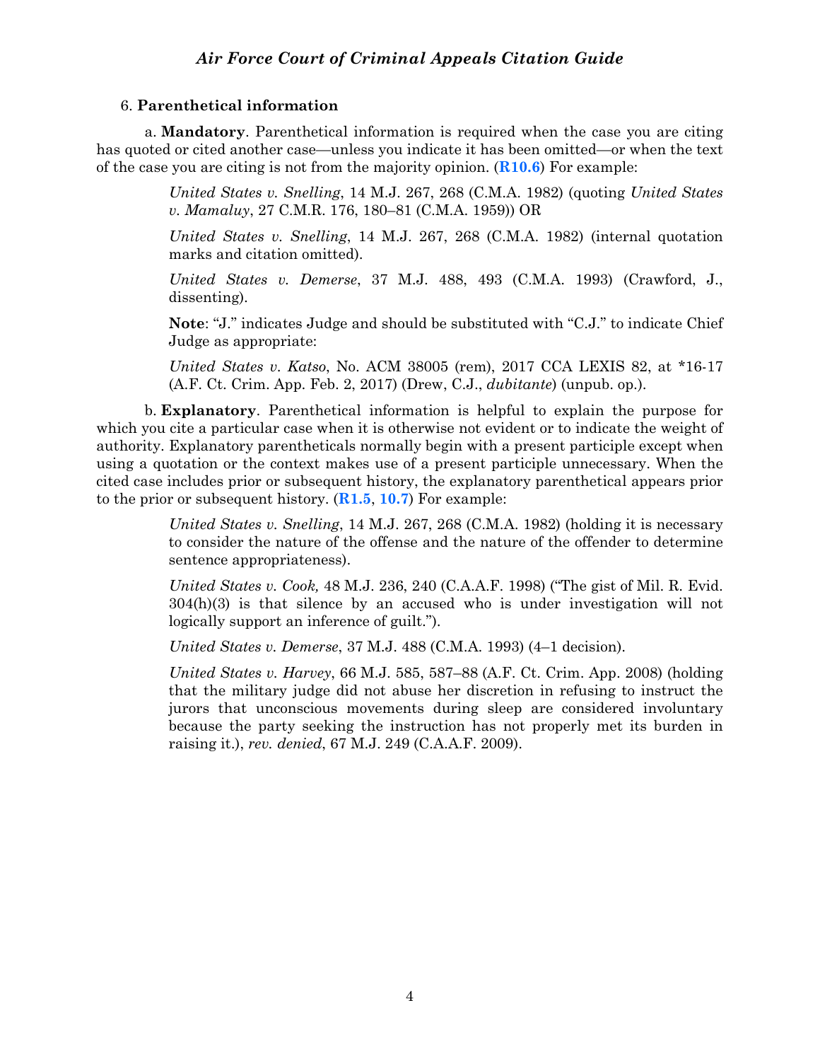6. **Parenthetical information**

a. **Mandatory**. Parenthetical information is required when the case you are citing has quoted or cited another case—unless you indicate it has been omitted—or when the text of the case you are citing is not from the majority opinion. (**R10.6**) For example:

> *United States v. Snelling*, 14 M.J. 267, 268 (C.M.A. 1982) (quoting *United States v. Mamaluy*, 27 C.M.R. 176, 180–81 (C.M.A. 1959)) OR
>
> *United States v. Snelling*, 14 M.J. 267, 268 (C.M.A. 1982) (internal quotation marks and citation omitted).
>
> *United States v. Demerse*, 37 M.J. 488, 493 (C.M.A. 1993) (Crawford, J., dissenting).
>
> **Note**: "J." indicates Judge and should be substituted with "C.J." to indicate Chief Judge as appropriate:
>
> *United States v. Katso*, No. ACM 38005 (rem), 2017 CCA LEXIS 82, at *16-17 (A.F. Ct. Crim. App. Feb. 2, 2017) (Drew, C.J., *dubitante*) (unpub. op.).

b. **Explanatory**. Parenthetical information is helpful to explain the purpose for which you cite a particular case when it is otherwise not evident or to indicate the weight of authority. Explanatory parentheticals normally begin with a present participle except when using a quotation or the context makes use of a present participle unnecessary. When the cited case includes prior or subsequent history, the explanatory parenthetical appears prior to the prior or subsequent history. (**R1.5**, **10.7**) For example:

> *United States v. Snelling*, 14 M.J. 267, 268 (C.M.A. 1982) (holding it is necessary to consider the nature of the offense and the nature of the offender to determine sentence appropriateness).
>
> *United States v. Cook,* 48 M.J. 236, 240 (C.A.A.F. 1998) ("The gist of Mil. R. Evid. 304(h)(3) is that silence by an accused who is under investigation will not logically support an inference of guilt.").
>
> *United States v. Demerse*, 37 M.J. 488 (C.M.A. 1993) (4–1 decision).
>
> *United States v. Harvey*, 66 M.J. 585, 587–88 (A.F. Ct. Crim. App. 2008) (holding that the military judge did not abuse her discretion in refusing to instruct the jurors that unconscious movements during sleep are considered involuntary because the party seeking the instruction has not properly met its burden in raising it.), *rev. denied*, 67 M.J. 249 (C.A.A.F. 2009).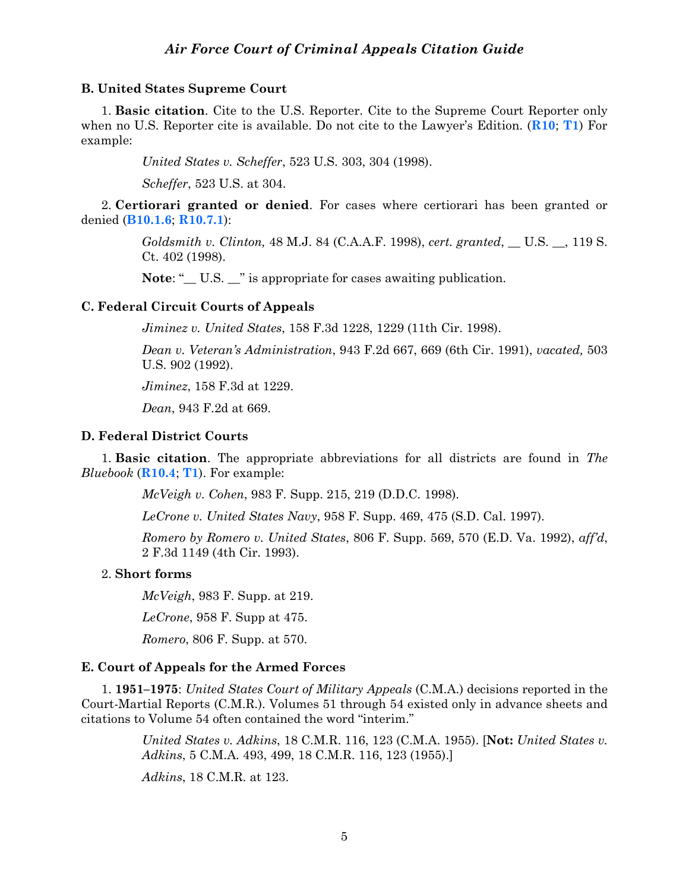### B. United States Supreme Court

1. **Basic citation**. Cite to the U.S. Reporter. Cite to the Supreme Court Reporter only when no U.S. Reporter cite is available. Do not cite to the Lawyer's Edition. (**R10**; **T1**) For example:

> *United States v. Scheffer*, 523 U.S. 303, 304 (1998).
>
> *Scheffer*, 523 U.S. at 304.

2. **Certiorari granted or denied**. For cases where certiorari has been granted or denied (**B10.1.6**; **R10.7.1**):

> *Goldsmith v. Clinton,* 48 M.J. 84 (C.A.A.F. 1998), *cert. granted*, __ U.S. __, 119 S. Ct. 402 (1998).
>
> **Note**: "__ U.S. __" is appropriate for cases awaiting publication.

### C. Federal Circuit Courts of Appeals

> *Jiminez v. United States*, 158 F.3d 1228, 1229 (11th Cir. 1998).
>
> *Dean v. Veteran's Administration*, 943 F.2d 667, 669 (6th Cir. 1991), *vacated,* 503 U.S. 902 (1992).
>
> *Jiminez*, 158 F.3d at 1229.
>
> *Dean*, 943 F.2d at 669.

### D. Federal District Courts

1. **Basic citation**. The appropriate abbreviations for all districts are found in *The Bluebook* (**R10.4**; **T1**). For example:

> *McVeigh v. Cohen*, 983 F. Supp. 215, 219 (D.D.C. 1998).
>
> *LeCrone v. United States Navy*, 958 F. Supp. 469, 475 (S.D. Cal. 1997).
>
> *Romero by Romero v. United States*, 806 F. Supp. 569, 570 (E.D. Va. 1992), *aff'd*, 2 F.3d 1149 (4th Cir. 1993).

2. **Short forms**

> *McVeigh*, 983 F. Supp. at 219.
>
> *LeCrone*, 958 F. Supp at 475.
>
> *Romero*, 806 F. Supp. at 570.

### E. Court of Appeals for the Armed Forces

1. **1951–1975**: *United States Court of Military Appeals* (C.M.A.) decisions reported in the Court-Martial Reports (C.M.R.). Volumes 51 through 54 existed only in advance sheets and citations to Volume 54 often contained the word "interim."

> *United States v. Adkins*, 18 C.M.R. 116, 123 (C.M.A. 1955). [**Not:** *United States v. Adkins*, 5 C.M.A. 493, 499, 18 C.M.R. 116, 123 (1955).]
>
> *Adkins*, 18 C.M.R. at 123.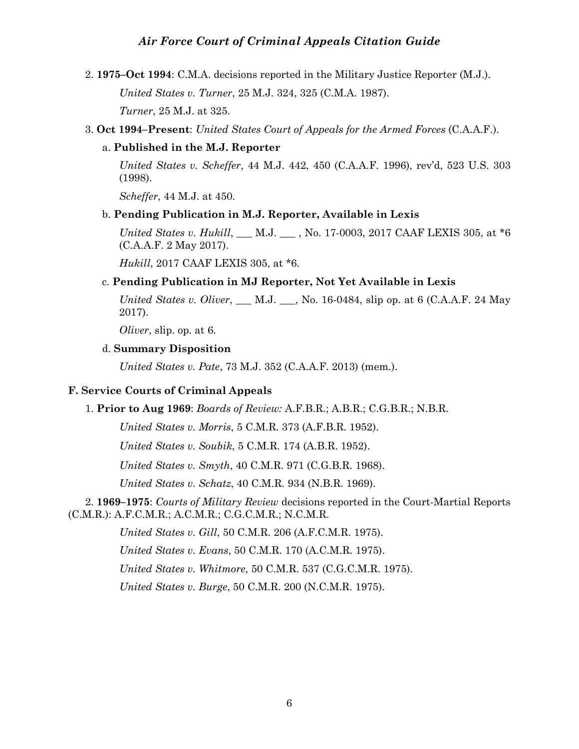2. **1975–Oct 1994**: C.M.A. decisions reported in the Military Justice Reporter (M.J.).

*United States v. Turner*, 25 M.J. 324, 325 (C.M.A. 1987).

*Turner*, 25 M.J. at 325.

3. **Oct 1994–Present**: *United States Court of Appeals for the Armed Forces* (C.A.A.F.).

a. **Published in the M.J. Reporter**

*United States v. Scheffer*, 44 M.J. 442, 450 (C.A.A.F. 1996), rev'd, 523 U.S. 303 (1998).

*Scheffer*, 44 M.J. at 450.

b. **Pending Publication in M.J. Reporter, Available in Lexis**

*United States v. Hukill*, ___ M.J. ___ , No. 17-0003, 2017 CAAF LEXIS 305, at *6 (C.A.A.F. 2 May 2017).

*Hukill*, 2017 CAAF LEXIS 305, at *6.

c. **Pending Publication in MJ Reporter, Not Yet Available in Lexis**

*United States v. Oliver*, ___ M.J. ___, No. 16-0484, slip op. at 6 (C.A.A.F. 24 May 2017).

*Oliver*, slip. op. at 6.

d. **Summary Disposition**

*United States v. Pate*, 73 M.J. 352 (C.A.A.F. 2013) (mem.).

### F. Service Courts of Criminal Appeals

1. **Prior to Aug 1969**: *Boards of Review:* A.F.B.R.; A.B.R.; C.G.B.R.; N.B.R.

*United States v. Morris*, 5 C.M.R. 373 (A.F.B.R. 1952).

*United States v. Soubik*, 5 C.M.R. 174 (A.B.R. 1952).

*United States v. Smyth*, 40 C.M.R. 971 (C.G.B.R. 1968).

*United States v. Schatz*, 40 C.M.R. 934 (N.B.R. 1969).

2. **1969–1975**: *Courts of Military Review* decisions reported in the Court-Martial Reports (C.M.R.): A.F.C.M.R.; A.C.M.R.; C.G.C.M.R.; N.C.M.R.

*United States v. Gill*, 50 C.M.R. 206 (A.F.C.M.R. 1975).

*United States v. Evans*, 50 C.M.R. 170 (A.C.M.R. 1975).

*United States v. Whitmore*, 50 C.M.R. 537 (C.G.C.M.R. 1975).

*United States v. Burge*, 50 C.M.R. 200 (N.C.M.R. 1975).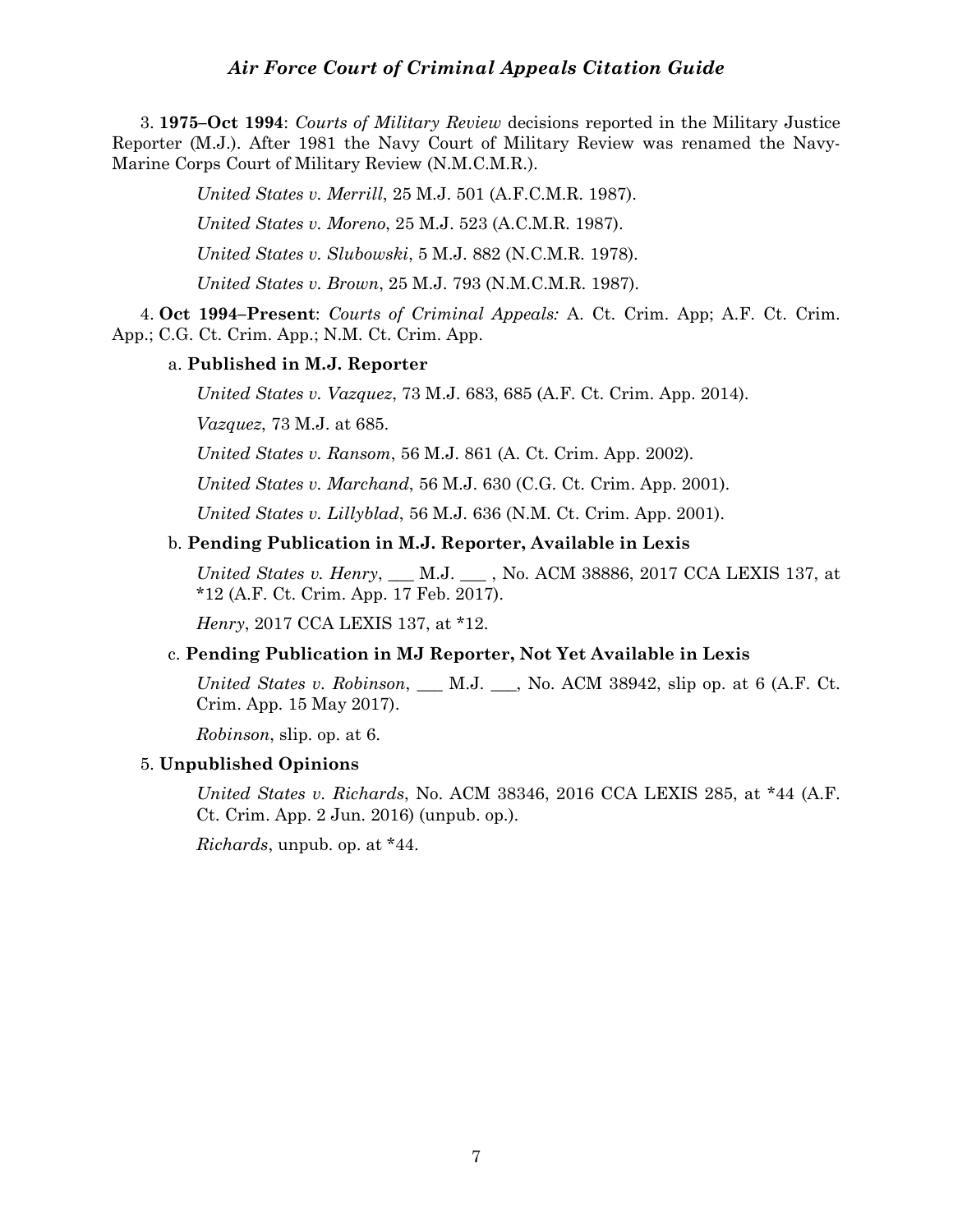3. **1975–Oct 1994**: *Courts of Military Review* decisions reported in the Military Justice Reporter (M.J.). After 1981 the Navy Court of Military Review was renamed the Navy-Marine Corps Court of Military Review (N.M.C.M.R.).

*United States v. Merrill*, 25 M.J. 501 (A.F.C.M.R. 1987).

*United States v. Moreno*, 25 M.J. 523 (A.C.M.R. 1987).

*United States v. Slubowski*, 5 M.J. 882 (N.C.M.R. 1978).

*United States v. Brown*, 25 M.J. 793 (N.M.C.M.R. 1987).

4. **Oct 1994–Present**: *Courts of Criminal Appeals:* A. Ct. Crim. App; A.F. Ct. Crim. App.; C.G. Ct. Crim. App.; N.M. Ct. Crim. App.

a. **Published in M.J. Reporter**

*United States v. Vazquez*, 73 M.J. 683, 685 (A.F. Ct. Crim. App. 2014).

*Vazquez*, 73 M.J. at 685.

*United States v. Ransom*, 56 M.J. 861 (A. Ct. Crim. App. 2002).

*United States v. Marchand*, 56 M.J. 630 (C.G. Ct. Crim. App. 2001).

*United States v. Lillyblad*, 56 M.J. 636 (N.M. Ct. Crim. App. 2001).

b. **Pending Publication in M.J. Reporter, Available in Lexis**

*United States v. Henry*, ___ M.J. ___ , No. ACM 38886, 2017 CCA LEXIS 137, at *12 (A.F. Ct. Crim. App. 17 Feb. 2017).

*Henry*, 2017 CCA LEXIS 137, at *12.

c. **Pending Publication in MJ Reporter, Not Yet Available in Lexis**

*United States v. Robinson*, ___ M.J. ___, No. ACM 38942, slip op. at 6 (A.F. Ct. Crim. App. 15 May 2017).

*Robinson*, slip. op. at 6.

5. **Unpublished Opinions**

*United States v. Richards*, No. ACM 38346, 2016 CCA LEXIS 285, at *44 (A.F. Ct. Crim. App. 2 Jun. 2016) (unpub. op.).

*Richards*, unpub. op. at *44.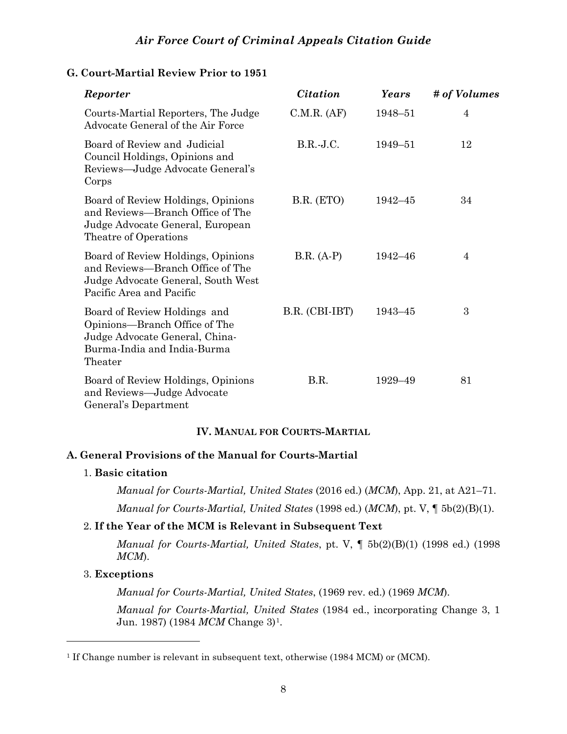### G. Court-Martial Review Prior to 1951

| *Reporter* | *Citation* | *Years* | *# of Volumes* |
|---|---|---|---|
| Courts-Martial Reporters, The Judge Advocate General of the Air Force | C.M.R. (AF) | 1948–51 | 4 |
| Board of Review and Judicial Council Holdings, Opinions and Reviews—Judge Advocate General's Corps | B.R.-J.C. | 1949–51 | 12 |
| Board of Review Holdings, Opinions and Reviews—Branch Office of The Judge Advocate General, European Theatre of Operations | B.R. (ETO) | 1942–45 | 34 |
| Board of Review Holdings, Opinions and Reviews—Branch Office of The Judge Advocate General, South West Pacific Area and Pacific | B.R. (A-P) | 1942–46 | 4 |
| Board of Review Holdings and Opinions—Branch Office of The Judge Advocate General, China-Burma-India and India-Burma Theater | B.R. (CBI-IBT) | 1943–45 | 3 |
| Board of Review Holdings, Opinions and Reviews—Judge Advocate General's Department | B.R. | 1929–49 | 81 |

## IV. Manual for Courts-Martial

### A. General Provisions of the Manual for Courts-Martial

1. **Basic citation**

   *Manual for Courts-Martial, United States* (2016 ed.) (*MCM*), App. 21, at A21–71.

   *Manual for Courts-Martial, United States* (1998 ed.) (*MCM*), pt. V, ¶ 5b(2)(B)(1).

2. **If the Year of the MCM is Relevant in Subsequent Text**

   *Manual for Courts-Martial, United States*, pt. V, ¶ 5b(2)(B)(1) (1998 ed.) (1998 *MCM*).

3. **Exceptions**

   *Manual for Courts-Martial, United States*, (1969 rev. ed.) (1969 *MCM*).

   *Manual for Courts-Martial, United States* (1984 ed., incorporating Change 3, 1 Jun. 1987) (1984 *MCM* Change 3)[1].

---

[1] If Change number is relevant in subsequent text, otherwise (1984 MCM) or (MCM).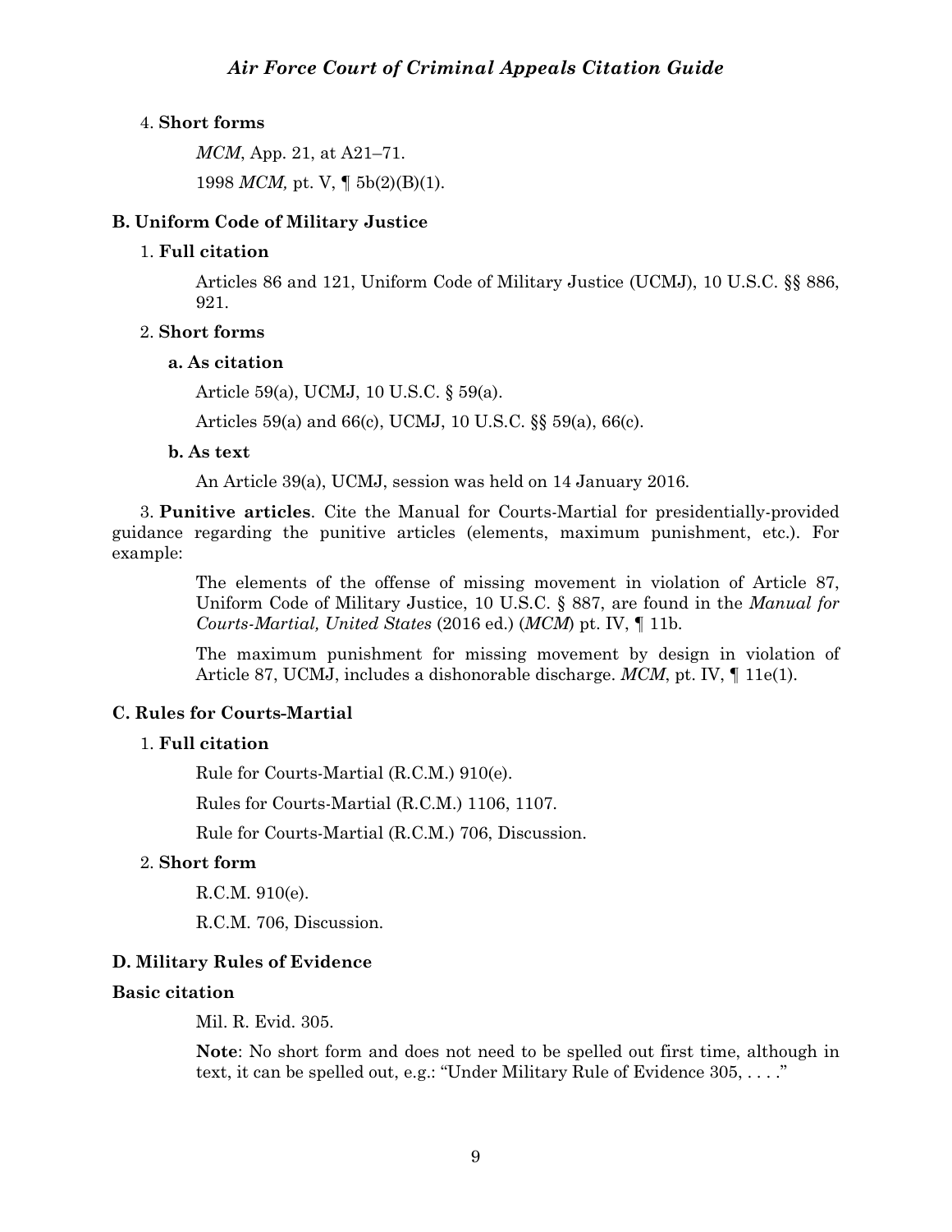4. **Short forms**

*MCM*, App. 21, at A21–71.

1998 *MCM,* pt. V, ¶ 5b(2)(B)(1).

### B. Uniform Code of Military Justice

1. **Full citation**

Articles 86 and 121, Uniform Code of Military Justice (UCMJ), 10 U.S.C. §§ 886, 921.

2. **Short forms**

**a. As citation**

Article 59(a), UCMJ, 10 U.S.C. § 59(a).

Articles 59(a) and 66(c), UCMJ, 10 U.S.C. §§ 59(a), 66(c).

**b. As text**

An Article 39(a), UCMJ, session was held on 14 January 2016.

3. **Punitive articles**. Cite the Manual for Courts-Martial for presidentially-provided guidance regarding the punitive articles (elements, maximum punishment, etc.). For example:

> The elements of the offense of missing movement in violation of Article 87, Uniform Code of Military Justice, 10 U.S.C. § 887, are found in the *Manual for Courts-Martial, United States* (2016 ed.) (*MCM*) pt. IV, ¶ 11b.
>
> The maximum punishment for missing movement by design in violation of Article 87, UCMJ, includes a dishonorable discharge. *MCM*, pt. IV, ¶ 11e(1).

### C. Rules for Courts-Martial

1. **Full citation**

Rule for Courts-Martial (R.C.M.) 910(e).

Rules for Courts-Martial (R.C.M.) 1106, 1107.

Rule for Courts-Martial (R.C.M.) 706, Discussion.

2. **Short form**

R.C.M. 910(e).

R.C.M. 706, Discussion.

### D. Military Rules of Evidence

**Basic citation**

Mil. R. Evid. 305.

**Note**: No short form and does not need to be spelled out first time, although in text, it can be spelled out, e.g.: "Under Military Rule of Evidence 305, . . . ."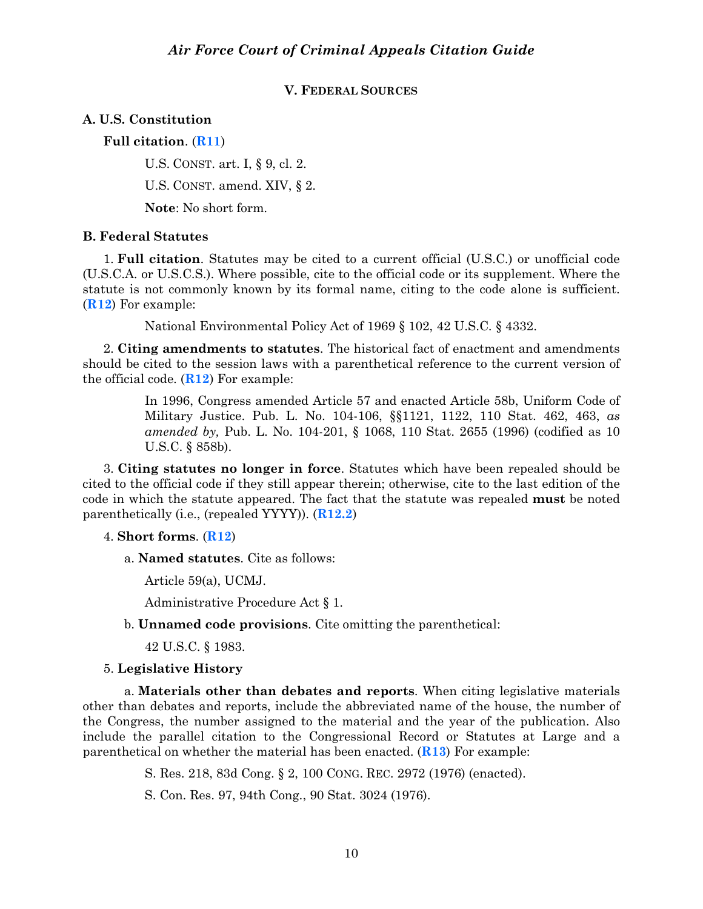## V. FEDERAL SOURCES

### A. U.S. Constitution

**Full citation**. (**R11**)

U.S. CONST. art. I, § 9, cl. 2.

U.S. CONST. amend. XIV, § 2.

**Note**: No short form.

### B. Federal Statutes

1. **Full citation**. Statutes may be cited to a current official (U.S.C.) or unofficial code (U.S.C.A. or U.S.C.S.). Where possible, cite to the official code or its supplement. Where the statute is not commonly known by its formal name, citing to the code alone is sufficient. (**R12**) For example:

National Environmental Policy Act of 1969 § 102, 42 U.S.C. § 4332.

2. **Citing amendments to statutes**. The historical fact of enactment and amendments should be cited to the session laws with a parenthetical reference to the current version of the official code. (**R12**) For example:

In 1996, Congress amended Article 57 and enacted Article 58b, Uniform Code of Military Justice. Pub. L. No. 104-106, §§1121, 1122, 110 Stat. 462, 463, *as amended by,* Pub. L. No. 104-201, § 1068, 110 Stat. 2655 (1996) (codified as 10 U.S.C. § 858b).

3. **Citing statutes no longer in force**. Statutes which have been repealed should be cited to the official code if they still appear therein; otherwise, cite to the last edition of the code in which the statute appeared. The fact that the statute was repealed **must** be noted parenthetically (i.e., (repealed YYYY)). (**R12.2**)

4. **Short forms**. (**R12**)

a. **Named statutes**. Cite as follows:

Article 59(a), UCMJ.

Administrative Procedure Act § 1.

b. **Unnamed code provisions**. Cite omitting the parenthetical:

42 U.S.C. § 1983.

5. **Legislative History**

a. **Materials other than debates and reports**. When citing legislative materials other than debates and reports, include the abbreviated name of the house, the number of the Congress, the number assigned to the material and the year of the publication. Also include the parallel citation to the Congressional Record or Statutes at Large and a parenthetical on whether the material has been enacted. (**R13**) For example:

S. Res. 218, 83d Cong. § 2, 100 CONG. REC. 2972 (1976) (enacted).

S. Con. Res. 97, 94th Cong., 90 Stat. 3024 (1976).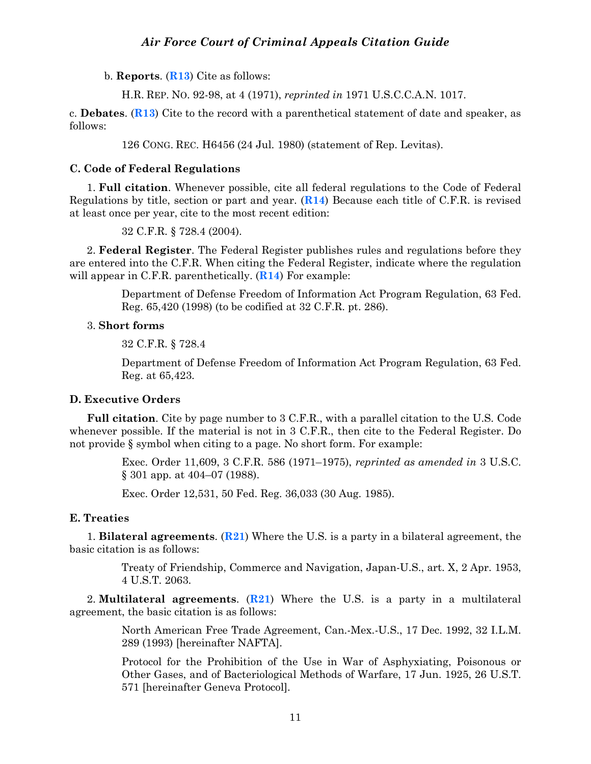b. **Reports**. (**R13**) Cite as follows:

H.R. REP. NO. 92-98, at 4 (1971), *reprinted in* 1971 U.S.C.C.A.N. 1017.

c. **Debates**. (**R13**) Cite to the record with a parenthetical statement of date and speaker, as follows:

126 CONG. REC. H6456 (24 Jul. 1980) (statement of Rep. Levitas).

### C. Code of Federal Regulations

1. **Full citation**. Whenever possible, cite all federal regulations to the Code of Federal Regulations by title, section or part and year. (**R14**) Because each title of C.F.R. is revised at least once per year, cite to the most recent edition:

32 C.F.R. § 728.4 (2004).

2. **Federal Register**. The Federal Register publishes rules and regulations before they are entered into the C.F.R. When citing the Federal Register, indicate where the regulation will appear in C.F.R. parenthetically. (**R14**) For example:

Department of Defense Freedom of Information Act Program Regulation, 63 Fed. Reg. 65,420 (1998) (to be codified at 32 C.F.R. pt. 286).

3. **Short forms**

32 C.F.R. § 728.4

Department of Defense Freedom of Information Act Program Regulation, 63 Fed. Reg. at 65,423.

### D. Executive Orders

**Full citation**. Cite by page number to 3 C.F.R., with a parallel citation to the U.S. Code whenever possible. If the material is not in 3 C.F.R., then cite to the Federal Register. Do not provide § symbol when citing to a page. No short form. For example:

Exec. Order 11,609, 3 C.F.R. 586 (1971–1975), *reprinted as amended in* 3 U.S.C. § 301 app. at 404–07 (1988).

Exec. Order 12,531, 50 Fed. Reg. 36,033 (30 Aug. 1985).

### E. Treaties

1. **Bilateral agreements**. (**R21**) Where the U.S. is a party in a bilateral agreement, the basic citation is as follows:

Treaty of Friendship, Commerce and Navigation, Japan-U.S., art. X, 2 Apr. 1953, 4 U.S.T. 2063.

2. **Multilateral agreements**. (**R21**) Where the U.S. is a party in a multilateral agreement, the basic citation is as follows:

North American Free Trade Agreement, Can.-Mex.-U.S., 17 Dec. 1992, 32 I.L.M. 289 (1993) [hereinafter NAFTA].

Protocol for the Prohibition of the Use in War of Asphyxiating, Poisonous or Other Gases, and of Bacteriological Methods of Warfare, 17 Jun. 1925, 26 U.S.T. 571 [hereinafter Geneva Protocol].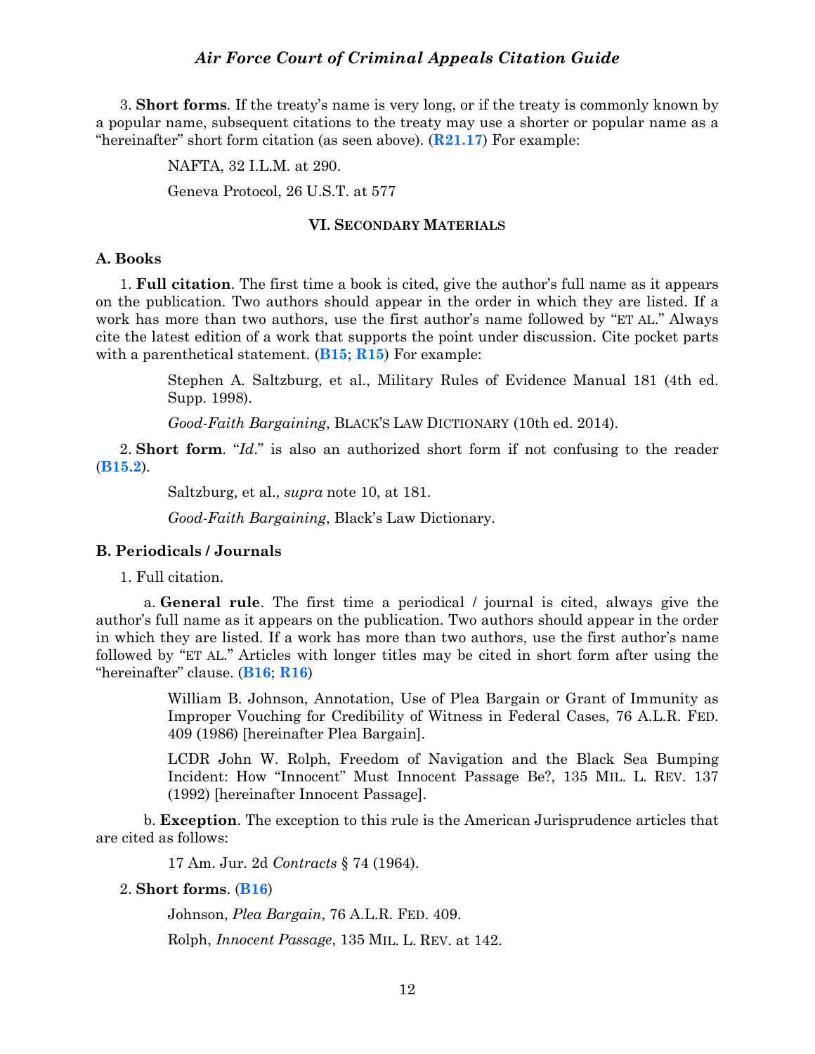3. **Short forms**. If the treaty's name is very long, or if the treaty is commonly known by a popular name, subsequent citations to the treaty may use a shorter or popular name as a "hereinafter" short form citation (as seen above). (**R21.17**) For example:

> NAFTA, 32 I.L.M. at 290.
>
> Geneva Protocol, 26 U.S.T. at 577

## VI. Secondary Materials

### A. Books

1. **Full citation**. The first time a book is cited, give the author's full name as it appears on the publication. Two authors should appear in the order in which they are listed. If a work has more than two authors, use the first author's name followed by "ET AL." Always cite the latest edition of a work that supports the point under discussion. Cite pocket parts with a parenthetical statement. (**B15**; **R15**) For example:

> Stephen A. Saltzburg, et al., Military Rules of Evidence Manual 181 (4th ed. Supp. 1998).
>
> *Good-Faith Bargaining*, BLACK'S LAW DICTIONARY (10th ed. 2014).

2. **Short form**. "*Id*." is also an authorized short form if not confusing to the reader (**B15.2**).

> Saltzburg, et al., *supra* note 10, at 181.
>
> *Good-Faith Bargaining*, Black's Law Dictionary.

### B. Periodicals / Journals

1. Full citation.

a. **General rule**. The first time a periodical / journal is cited, always give the author's full name as it appears on the publication. Two authors should appear in the order in which they are listed. If a work has more than two authors, use the first author's name followed by "ET AL." Articles with longer titles may be cited in short form after using the "hereinafter" clause. (**B16**; **R16**)

> William B. Johnson, Annotation, Use of Plea Bargain or Grant of Immunity as Improper Vouching for Credibility of Witness in Federal Cases, 76 A.L.R. FED. 409 (1986) [hereinafter Plea Bargain].
>
> LCDR John W. Rolph, Freedom of Navigation and the Black Sea Bumping Incident: How "Innocent" Must Innocent Passage Be?, 135 MIL. L. REV. 137 (1992) [hereinafter Innocent Passage].

b. **Exception**. The exception to this rule is the American Jurisprudence articles that are cited as follows:

> 17 Am. Jur. 2d *Contracts* § 74 (1964).

2. **Short forms**. (**B16**)

> Johnson, *Plea Bargain*, 76 A.L.R. FED. 409.
>
> Rolph, *Innocent Passage*, 135 MIL. L. REV. at 142.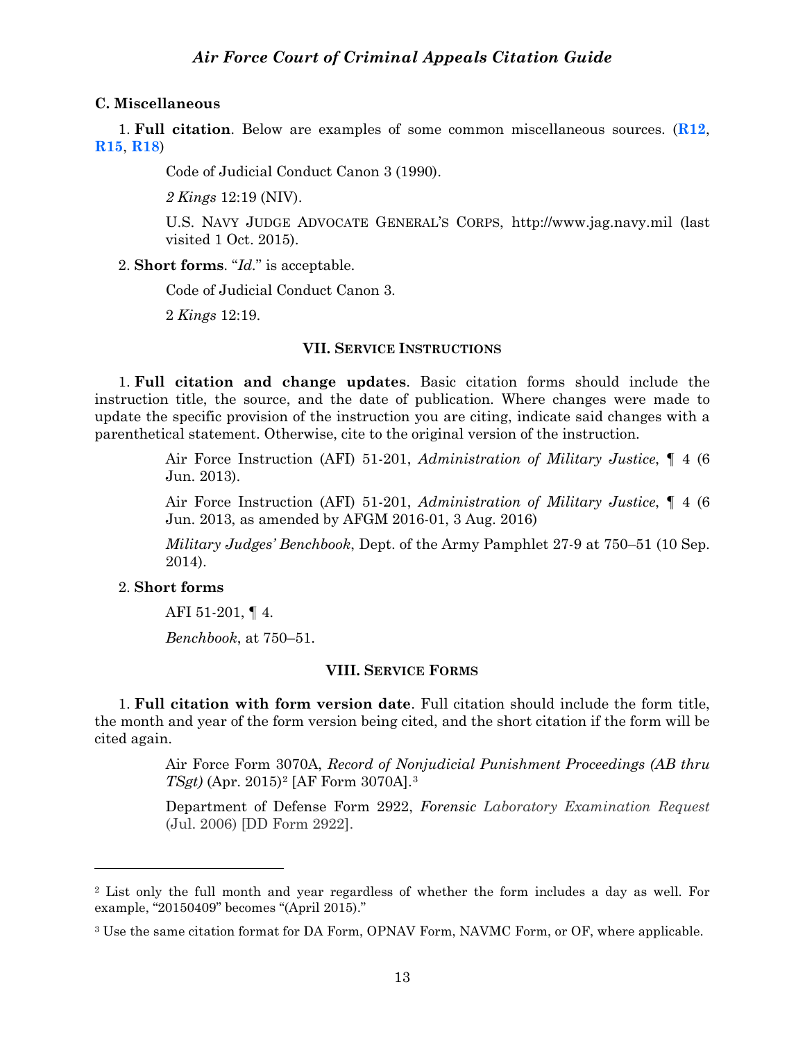### C. Miscellaneous

1. **Full citation**. Below are examples of some common miscellaneous sources. (**R12**, **R15**, **R18**)

> Code of Judicial Conduct Canon 3 (1990).
>
> *2 Kings* 12:19 (NIV).
>
> U.S. NAVY JUDGE ADVOCATE GENERAL'S CORPS, http://www.jag.navy.mil (last visited 1 Oct. 2015).

2. **Short forms**. "*Id.*" is acceptable.

> Code of Judicial Conduct Canon 3.
>
> 2 *Kings* 12:19.

## VII. SERVICE INSTRUCTIONS

1. **Full citation and change updates**. Basic citation forms should include the instruction title, the source, and the date of publication. Where changes were made to update the specific provision of the instruction you are citing, indicate said changes with a parenthetical statement. Otherwise, cite to the original version of the instruction.

> Air Force Instruction (AFI) 51-201, *Administration of Military Justice*, ¶ 4 (6 Jun. 2013).
>
> Air Force Instruction (AFI) 51-201, *Administration of Military Justice*, ¶ 4 (6 Jun. 2013, as amended by AFGM 2016-01, 3 Aug. 2016)
>
> *Military Judges' Benchbook*, Dept. of the Army Pamphlet 27-9 at 750–51 (10 Sep. 2014).

2. **Short forms**

> AFI 51-201, ¶ 4.
>
> *Benchbook*, at 750–51.

## VIII. SERVICE FORMS

1. **Full citation with form version date**. Full citation should include the form title, the month and year of the form version being cited, and the short citation if the form will be cited again.

> Air Force Form 3070A, *Record of Nonjudicial Punishment Proceedings (AB thru TSgt)* (Apr. 2015)[2] [AF Form 3070A].[3]
>
> Department of Defense Form 2922, *Forensic Laboratory Examination Request* (Jul. 2006) [DD Form 2922].

---

[2] List only the full month and year regardless of whether the form includes a day as well. For example, "20150409" becomes "(April 2015)."

[3] Use the same citation format for DA Form, OPNAV Form, NAVMC Form, or OF, where applicable.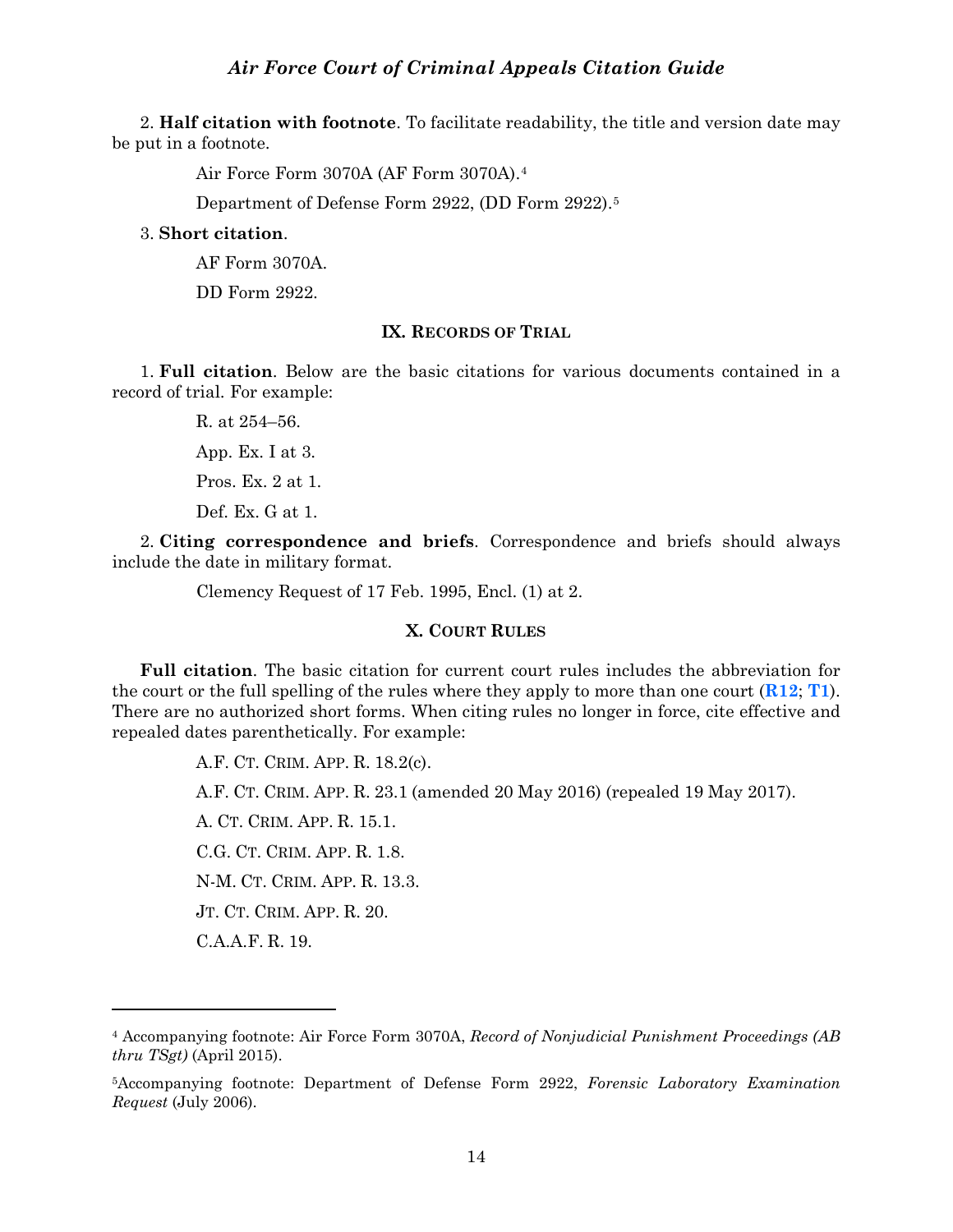2. **Half citation with footnote**. To facilitate readability, the title and version date may be put in a footnote.

Air Force Form 3070A (AF Form 3070A).[4]

Department of Defense Form 2922, (DD Form 2922).[5]

3. **Short citation**.

AF Form 3070A.

DD Form 2922.

### IX. Records of Trial

1. **Full citation**. Below are the basic citations for various documents contained in a record of trial. For example:

R. at 254–56.

App. Ex. I at 3.

Pros. Ex. 2 at 1.

Def. Ex. G at 1.

2. **Citing correspondence and briefs**. Correspondence and briefs should always include the date in military format.

Clemency Request of 17 Feb. 1995, Encl. (1) at 2.

### X. Court Rules

**Full citation**. The basic citation for current court rules includes the abbreviation for the court or the full spelling of the rules where they apply to more than one court (**R12**; **T1**). There are no authorized short forms. When citing rules no longer in force, cite effective and repealed dates parenthetically. For example:

A.F. Ct. Crim. App. R. 18.2(c).

A.F. Ct. Crim. App. R. 23.1 (amended 20 May 2016) (repealed 19 May 2017).

A. Ct. Crim. App. R. 15.1.

C.G. Ct. Crim. App. R. 1.8.

N-M. Ct. Crim. App. R. 13.3.

Jt. Ct. Crim. App. R. 20.

C.A.A.F. R. 19.

---

[4] Accompanying footnote: Air Force Form 3070A, *Record of Nonjudicial Punishment Proceedings (AB thru TSgt)* (April 2015).

[5] Accompanying footnote: Department of Defense Form 2922, *Forensic Laboratory Examination Request* (July 2006).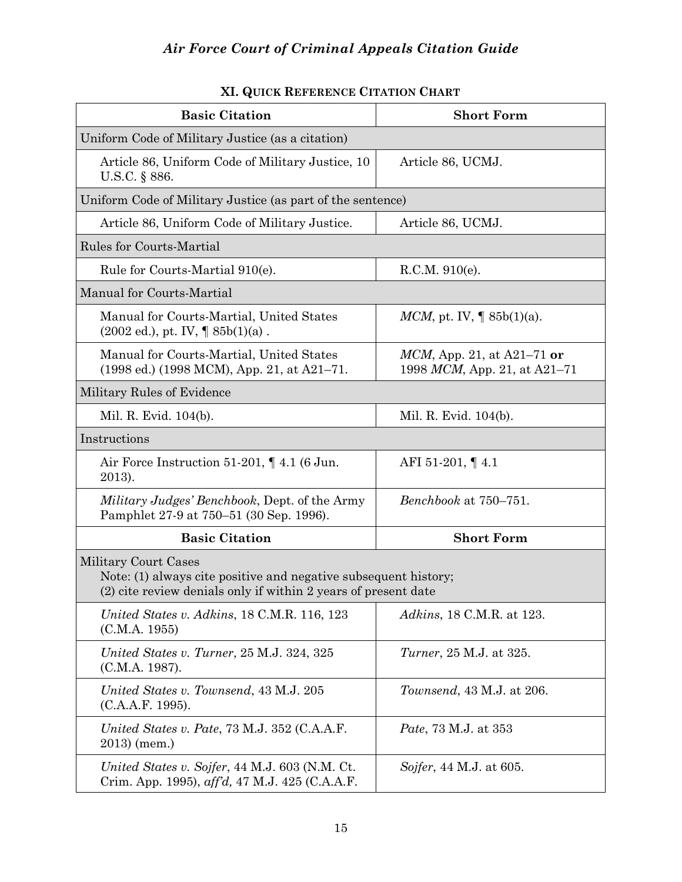## XI. Quick Reference Citation Chart

| Basic Citation | Short Form |
|---|---|
| Uniform Code of Military Justice (as a citation) | |
| Article 86, Uniform Code of Military Justice, 10 U.S.C. § 886. | Article 86, UCMJ. |
| Uniform Code of Military Justice (as part of the sentence) | |
| Article 86, Uniform Code of Military Justice. | Article 86, UCMJ. |
| Rules for Courts-Martial | |
| Rule for Courts-Martial 910(e). | R.C.M. 910(e). |
| Manual for Courts-Martial | |
| Manual for Courts-Martial, United States (2002 ed.), pt. IV, ¶ 85b(1)(a) . | *MCM*, pt. IV, ¶ 85b(1)(a). |
| Manual for Courts-Martial, United States (1998 ed.) (1998 MCM), App. 21, at A21–71. | *MCM*, App. 21, at A21–71 **or** 1998 *MCM*, App. 21, at A21–71 |
| Military Rules of Evidence | |
| Mil. R. Evid. 104(b). | Mil. R. Evid. 104(b). |
| Instructions | |
| Air Force Instruction 51-201, ¶ 4.1 (6 Jun. 2013). | AFI 51-201, ¶ 4.1 |
| *Military Judges' Benchbook*, Dept. of the Army Pamphlet 27-9 at 750–51 (30 Sep. 1996). | *Benchbook* at 750–751. |
| **Basic Citation** | **Short Form** |
| Military Court Cases<br>Note: (1) always cite positive and negative subsequent history;<br>(2) cite review denials only if within 2 years of present date | |
| *United States v. Adkins*, 18 C.M.R. 116, 123 (C.M.A. 1955) | *Adkins*, 18 C.M.R. at 123. |
| *United States v. Turner*, 25 M.J. 324, 325 (C.M.A. 1987). | *Turner*, 25 M.J. at 325. |
| *United States v. Townsend*, 43 M.J. 205 (C.A.A.F. 1995). | *Townsend*, 43 M.J. at 206. |
| *United States v. Pate*, 73 M.J. 352 (C.A.A.F. 2013) (mem.) | *Pate*, 73 M.J. at 353 |
| *United States v. Sojfer*, 44 M.J. 603 (N.M. Ct. Crim. App. 1995), *aff'd,* 47 M.J. 425 (C.A.A.F. | *Sojfer*, 44 M.J. at 605. |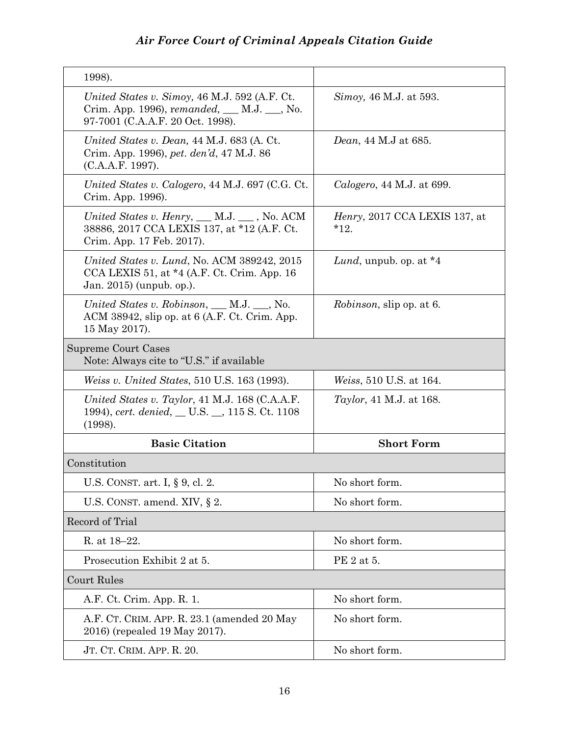| | |
|---|---|
| 1998). | |
| *United States v. Simoy,* 46 M.J. 592 (A.F. Ct. Crim. App. 1996), *remanded,* ___ M.J. ___, No. 97-7001 (C.A.A.F. 20 Oct. 1998). | *Simoy,* 46 M.J. at 593. |
| *United States v. Dean,* 44 M.J. 683 (A. Ct. Crim. App. 1996), *pet. den'd*, 47 M.J. 86 (C.A.A.F. 1997). | *Dean*, 44 M.J at 685. |
| *United States v. Calogero*, 44 M.J. 697 (C.G. Ct. Crim. App. 1996). | *Calogero*, 44 M.J. at 699. |
| *United States v. Henry*, ___ M.J. ___ , No. ACM 38886, 2017 CCA LEXIS 137, at *12 (A.F. Ct. Crim. App. 17 Feb. 2017). | *Henry*, 2017 CCA LEXIS 137, at *12. |
| *United States v. Lund*, No. ACM 389242, 2015 CCA LEXIS 51, at *4 (A.F. Ct. Crim. App. 16 Jan. 2015) (unpub. op.). | *Lund*, unpub. op. at *4 |
| *United States v. Robinson*, ___ M.J. ___, No. ACM 38942, slip op. at 6 (A.F. Ct. Crim. App. 15 May 2017). | *Robinson*, slip op. at 6. |
| Supreme Court Cases<br>Note: Always cite to "U.S." if available | |
| *Weiss v. United States*, 510 U.S. 163 (1993). | *Weiss*, 510 U.S. at 164. |
| *United States v. Taylor*, 41 M.J. 168 (C.A.A.F. 1994), *cert. denied*, __ U.S. __, 115 S. Ct. 1108 (1998). | *Taylor*, 41 M.J. at 168. |
| **Basic Citation** | **Short Form** |
| Constitution | |
| U.S. CONST. art. I, § 9, cl. 2. | No short form. |
| U.S. CONST. amend. XIV, § 2. | No short form. |
| Record of Trial | |
| R. at 18–22. | No short form. |
| Prosecution Exhibit 2 at 5. | PE 2 at 5. |
| Court Rules | |
| A.F. Ct. Crim. App. R. 1. | No short form. |
| A.F. CT. CRIM. APP. R. 23.1 (amended 20 May 2016) (repealed 19 May 2017). | No short form. |
| JT. CT. CRIM. APP. R. 20. | No short form. |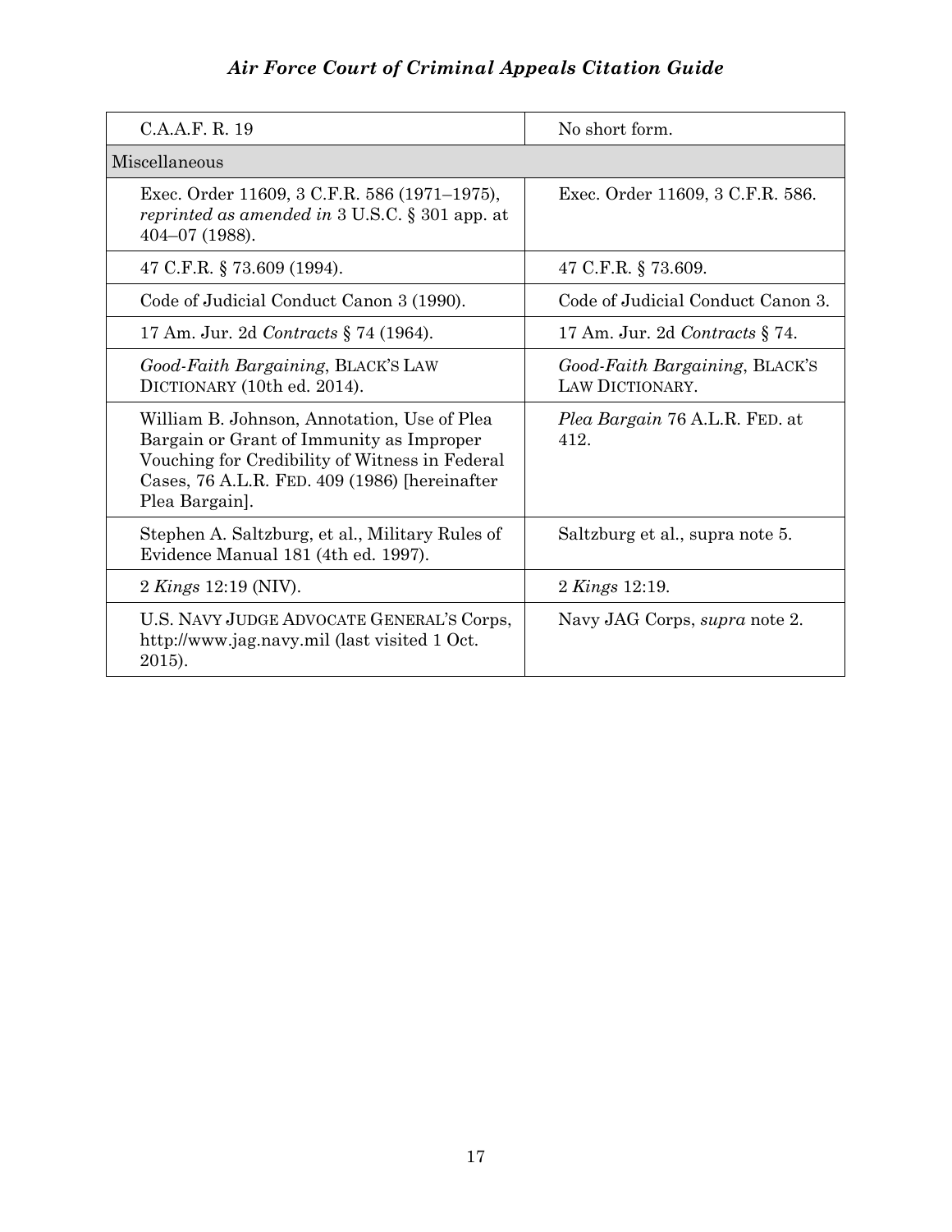| | |
|---|---|
| C.A.A.F. R. 19 | No short form. |
| Miscellaneous | |
| Exec. Order 11609, 3 C.F.R. 586 (1971–1975), *reprinted as amended in* 3 U.S.C. § 301 app. at 404–07 (1988). | Exec. Order 11609, 3 C.F.R. 586. |
| 47 C.F.R. § 73.609 (1994). | 47 C.F.R. § 73.609. |
| Code of Judicial Conduct Canon 3 (1990). | Code of Judicial Conduct Canon 3. |
| 17 Am. Jur. 2d *Contracts* § 74 (1964). | 17 Am. Jur. 2d *Contracts* § 74. |
| *Good-Faith Bargaining*, BLACK'S LAW DICTIONARY (10th ed. 2014). | *Good-Faith Bargaining*, BLACK'S LAW DICTIONARY. |
| William B. Johnson, Annotation, Use of Plea Bargain or Grant of Immunity as Improper Vouching for Credibility of Witness in Federal Cases, 76 A.L.R. FED. 409 (1986) [hereinafter Plea Bargain]. | *Plea Bargain* 76 A.L.R. FED. at 412. |
| Stephen A. Saltzburg, et al., Military Rules of Evidence Manual 181 (4th ed. 1997). | Saltzburg et al., supra note 5. |
| 2 *Kings* 12:19 (NIV). | 2 *Kings* 12:19. |
| U.S. NAVY JUDGE ADVOCATE GENERAL'S Corps, http://www.jag.navy.mil (last visited 1 Oct. 2015). | Navy JAG Corps, *supra* note 2. |